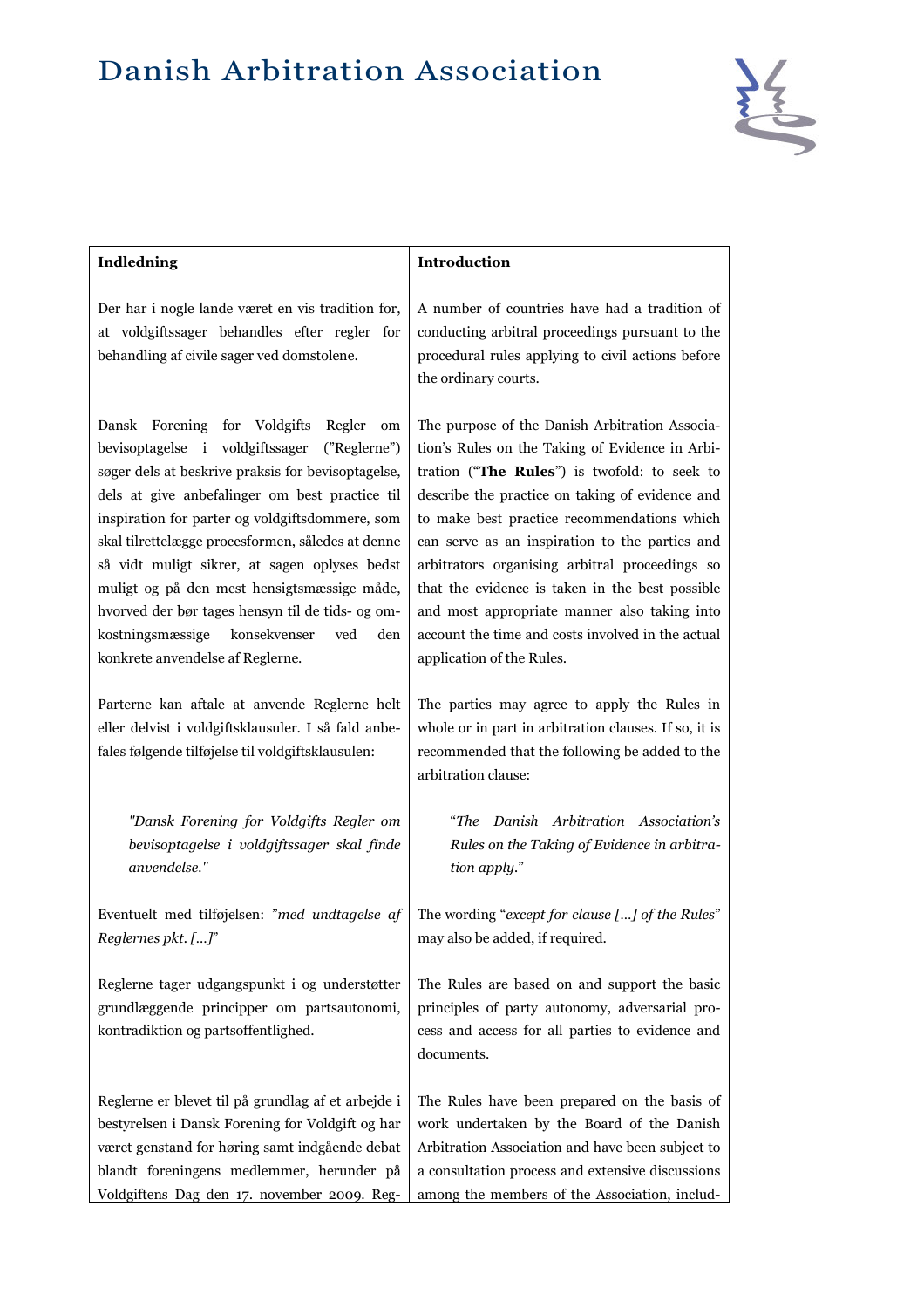# Danish Arbitration Association

| Indledning | Introduction |
|---|---|
| Der har i nogle lande været en vis tradition for, at voldgiftssager behandles efter regler for behandling af civile sager ved domstolene. | A number of countries have had a tradition of conducting arbitral proceedings pursuant to the procedural rules applying to civil actions before the ordinary courts. |
| Dansk Forening for Voldgifts Regler om bevisoptagelse i voldgiftssager ("Reglerne") søger dels at beskrive praksis for bevisoptagelse, dels at give anbefalinger om best practice til inspiration for parter og voldgiftsdommere, som skal tilrettelægge procesformen, således at denne så vidt muligt sikrer, at sagen oplyses bedst muligt og på den mest hensigtsmæssige måde, hvorved der bør tages hensyn til de tids- og omkostningsmæssige konsekvenser ved den konkrete anvendelse af Reglerne. | The purpose of the Danish Arbitration Association's Rules on the Taking of Evidence in Arbitration ("**The Rules**") is twofold: to seek to describe the practice on taking of evidence and to make best practice recommendations which can serve as an inspiration to the parties and arbitrators organising arbitral proceedings so that the evidence is taken in the best possible and most appropriate manner also taking into account the time and costs involved in the actual application of the Rules. |
| Parterne kan aftale at anvende Reglerne helt eller delvist i voldgiftsklausuler. I så fald anbefales følgende tilføjelse til voldgiftsklausulen: | The parties may agree to apply the Rules in whole or in part in arbitration clauses. If so, it is recommended that the following be added to the arbitration clause: |
| *"Dansk Forening for Voldgifts Regler om bevisoptagelse i voldgiftssager skal finde anvendelse."* | "*The Danish Arbitration Association's Rules on the Taking of Evidence in arbitration apply*." |
| Eventuelt med tilføjelsen: "*med undtagelse af Reglernes pkt. […]*" | The wording "*except for clause […] of the Rules*" may also be added, if required. |
| Reglerne tager udgangspunkt i og understøtter grundlæggende principper om partsautonomi, kontradiktion og partsoffentlighed. | The Rules are based on and support the basic principles of party autonomy, adversarial process and access for all parties to evidence and documents. |
| Reglerne er blevet til på grundlag af et arbejde i bestyrelsen i Dansk Forening for Voldgift og har været genstand for høring samt indgående debat blandt foreningens medlemmer, herunder på Voldgiftens Dag den 17. november 2009. Reg- | The Rules have been prepared on the basis of work undertaken by the Board of the Danish Arbitration Association and have been subject to a consultation process and extensive discussions among the members of the Association, includ- |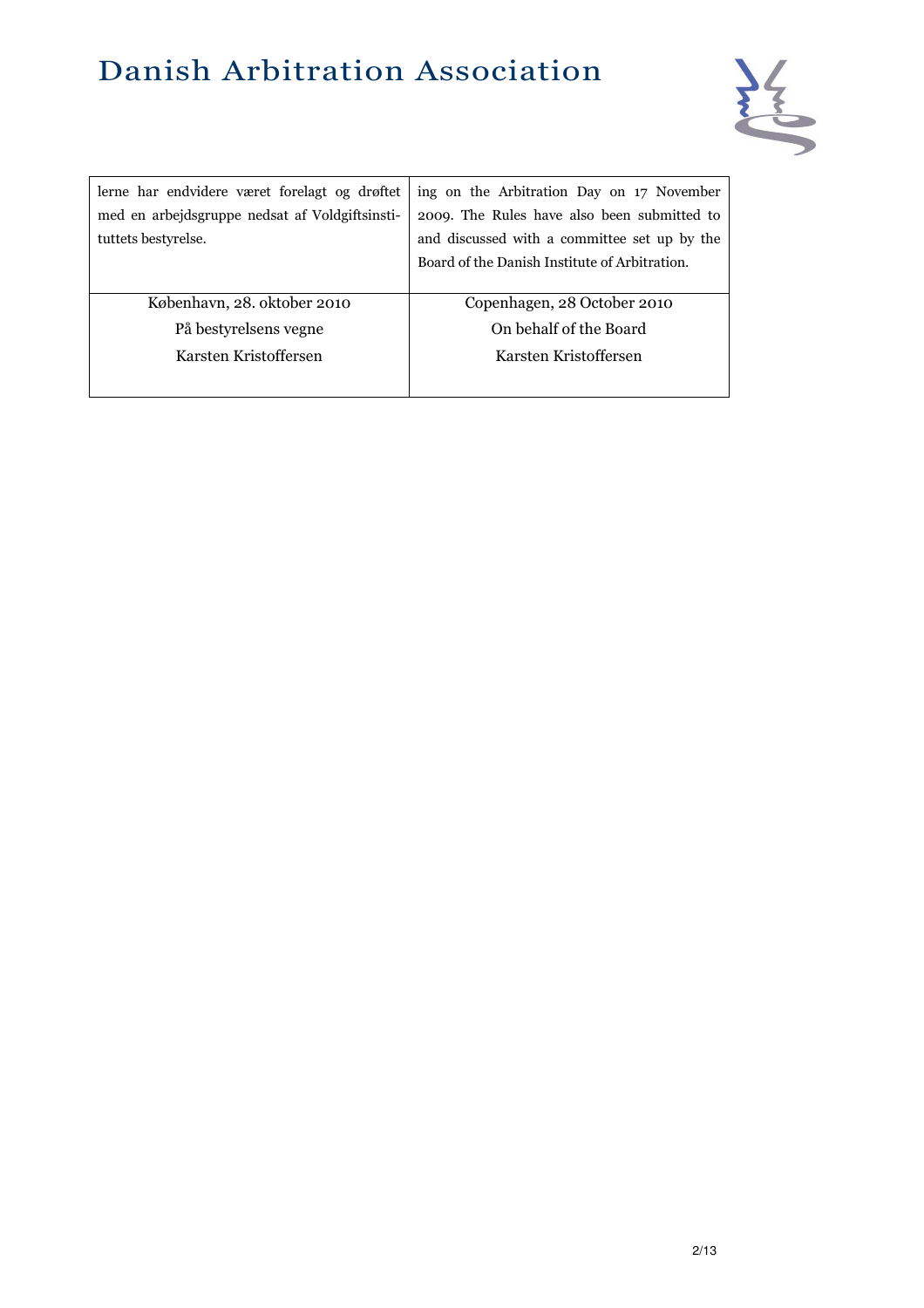| lerne har endvidere været forelagt og drøftet med en arbejdsgruppe nedsat af Voldgiftsinstituttets bestyrelse. | ing on the Arbitration Day on 17 November 2009. The Rules have also been submitted to and discussed with a committee set up by the Board of the Danish Institute of Arbitration. |
|---|---|
| København, 28. oktober 2010<br>På bestyrelsens vegne<br>Karsten Kristoffersen | Copenhagen, 28 October 2010<br>On behalf of the Board<br>Karsten Kristoffersen |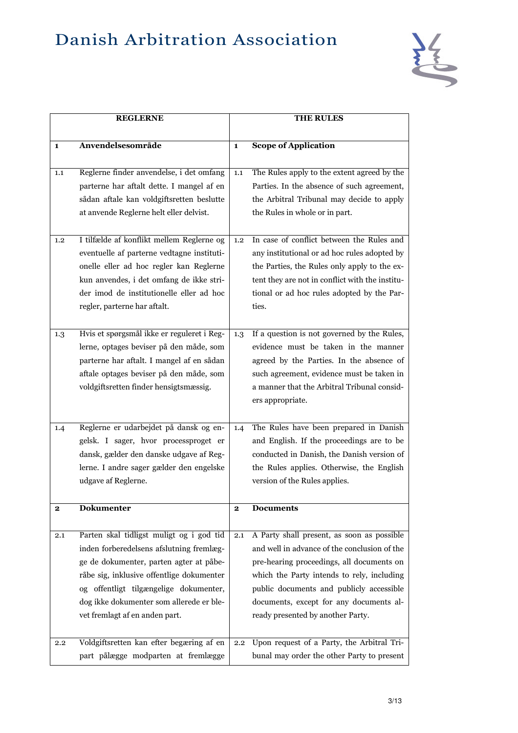# Danish Arbitration Association

| REGLERNE | | THE RULES | |
|---|---|---|---|
| **1** | **Anvendelsesområde** | **1** | **Scope of Application** |
| 1.1 | Reglerne finder anvendelse, i det omfang parterne har aftalt dette. I mangel af en sådan aftale kan voldgiftsretten beslutte at anvende Reglerne helt eller delvist. | 1.1 | The Rules apply to the extent agreed by the Parties. In the absence of such agreement, the Arbitral Tribunal may decide to apply the Rules in whole or in part. |
| 1.2 | I tilfælde af konflikt mellem Reglerne og eventuelle af parterne vedtagne institutionelle eller ad hoc regler kan Reglerne kun anvendes, i det omfang de ikke strider imod de institutionelle eller ad hoc regler, parterne har aftalt. | 1.2 | In case of conflict between the Rules and any institutional or ad hoc rules adopted by the Parties, the Rules only apply to the extent they are not in conflict with the institutional or ad hoc rules adopted by the Parties. |
| 1.3 | Hvis et spørgsmål ikke er reguleret i Reglerne, optages beviser på den måde, som parterne har aftalt. I mangel af en sådan aftale optages beviser på den måde, som voldgiftsretten finder hensigtsmæssig. | 1.3 | If a question is not governed by the Rules, evidence must be taken in the manner agreed by the Parties. In the absence of such agreement, evidence must be taken in a manner that the Arbitral Tribunal considers appropriate. |
| 1.4 | Reglerne er udarbejdet på dansk og engelsk. I sager, hvor processproget er dansk, gælder den danske udgave af Reglerne. I andre sager gælder den engelske udgave af Reglerne. | 1.4 | The Rules have been prepared in Danish and English. If the proceedings are to be conducted in Danish, the Danish version of the Rules applies. Otherwise, the English version of the Rules applies. |
| **2** | **Dokumenter** | **2** | **Documents** |
| 2.1 | Parten skal tidligst muligt og i god tid inden forberedelsens afslutning fremlægge de dokumenter, parten agter at påberåbe sig, inklusive offentlige dokumenter og offentligt tilgængelige dokumenter, dog ikke dokumenter som allerede er blevet fremlagt af en anden part. | 2.1 | A Party shall present, as soon as possible and well in advance of the conclusion of the pre-hearing proceedings, all documents on which the Party intends to rely, including public documents and publicly accessible documents, except for any documents already presented by another Party. |
| 2.2 | Voldgiftsretten kan efter begæring af en part pålægge modparten at fremlægge | 2.2 | Upon request of a Party, the Arbitral Tribunal may order the other Party to present |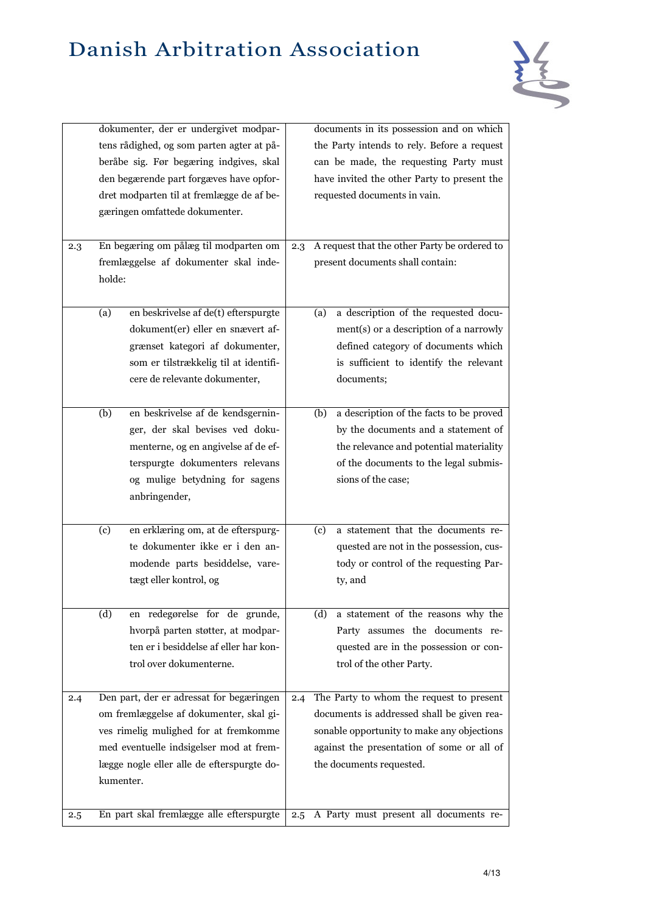| | Danish | | English |
|---|---|---|---|
| | dokumenter, der er undergivet modpartens rådighed, og som parten agter at påberåbe sig. Før begæring indgives, skal den begærende part forgæves have opfordret modparten til at fremlægge de af begæringen omfattede dokumenter. | | documents in its possession and on which the Party intends to rely. Before a request can be made, the requesting Party must have invited the other Party to present the requested documents in vain. |
| 2.3 | En begæring om pålæg til modparten om fremlæggelse af dokumenter skal indeholde: | 2.3 | A request that the other Party be ordered to present documents shall contain: |
| | (a) en beskrivelse af de(t) efterspurgte dokument(er) eller en snævert afgrænset kategori af dokumenter, som er tilstrækkelig til at identificere de relevante dokumenter, | | (a) a description of the requested document(s) or a description of a narrowly defined category of documents which is sufficient to identify the relevant documents; |
| | (b) en beskrivelse af de kendsgerninger, der skal bevises ved dokumenterne, og en angivelse af de efterspurgte dokumenters relevans og mulige betydning for sagens anbringender, | | (b) a description of the facts to be proved by the documents and a statement of the relevance and potential materiality of the documents to the legal submissions of the case; |
| | (c) en erklæring om, at de efterspurgte dokumenter ikke er i den anmodende parts besiddelse, varetægt eller kontrol, og | | (c) a statement that the documents requested are not in the possession, custody or control of the requesting Party, and |
| | (d) en redegørelse for de grunde, hvorpå parten støtter, at modparten er i besiddelse af eller har kontrol over dokumenterne. | | (d) a statement of the reasons why the Party assumes the documents requested are in the possession or control of the other Party. |
| 2.4 | Den part, der er adressat for begæringen om fremlæggelse af dokumenter, skal gives rimelig mulighed for at fremkomme med eventuelle indsigelser mod at fremlægge nogle eller alle de efterspurgte dokumenter. | 2.4 | The Party to whom the request to present documents is addressed shall be given reasonable opportunity to make any objections against the presentation of some or all of the documents requested. |
| 2.5 | En part skal fremlægge alle efterspurgte | 2.5 | A Party must present all documents re- |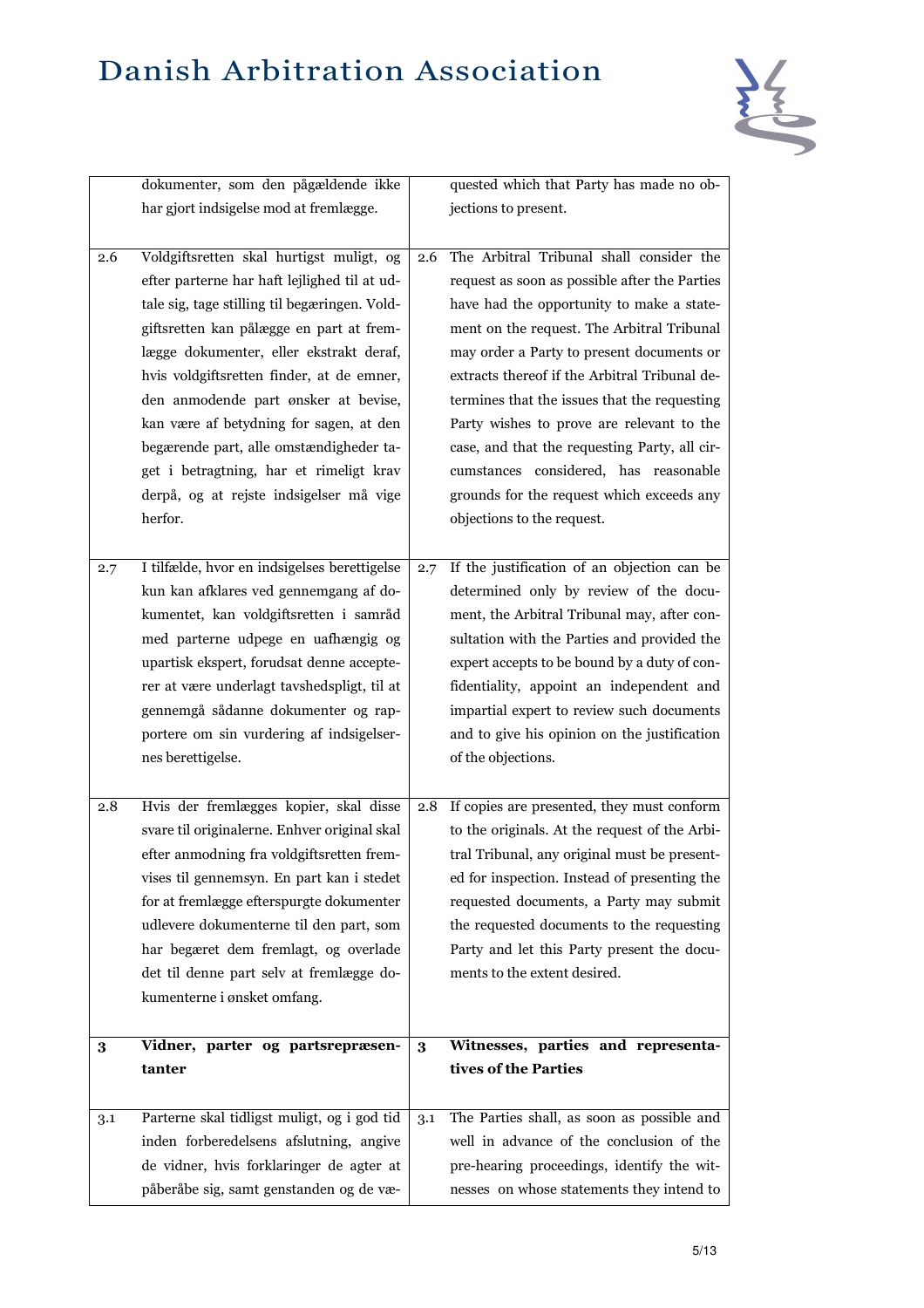| | Dansk | | English |
|---|---|---|---|
| | dokumenter, som den pågældende ikke har gjort indsigelse mod at fremlægge. | | quested which that Party has made no objections to present. |
| 2.6 | Voldgiftsretten skal hurtigst muligt, og efter parterne har haft lejlighed til at udtale sig, tage stilling til begæringen. Voldgiftsretten kan pålægge en part at fremlægge dokumenter, eller ekstrakt deraf, hvis voldgiftsretten finder, at de emner, den anmodende part ønsker at bevise, kan være af betydning for sagen, at den begærende part, alle omstændigheder taget i betragtning, har et rimeligt krav derpå, og at rejste indsigelser må vige herfor. | 2.6 | The Arbitral Tribunal shall consider the request as soon as possible after the Parties have had the opportunity to make a statement on the request. The Arbitral Tribunal may order a Party to present documents or extracts thereof if the Arbitral Tribunal determines that the issues that the requesting Party wishes to prove are relevant to the case, and that the requesting Party, all circumstances considered, has reasonable grounds for the request which exceeds any objections to the request. |
| 2.7 | I tilfælde, hvor en indsigelses berettigelse kun kan afklares ved gennemgang af dokumentet, kan voldgiftsretten i samråd med parterne udpege en uafhængig og upartisk ekspert, forudsat denne accepterer at være underlagt tavshedspligt, til at gennemgå sådanne dokumenter og rapportere om sin vurdering af indsigelsernes berettigelse. | 2.7 | If the justification of an objection can be determined only by review of the document, the Arbitral Tribunal may, after consultation with the Parties and provided the expert accepts to be bound by a duty of confidentiality, appoint an independent and impartial expert to review such documents and to give his opinion on the justification of the objections. |
| 2.8 | Hvis der fremlægges kopier, skal disse svare til originalerne. Enhver original skal efter anmodning fra voldgiftsretten fremvises til gennemsyn. En part kan i stedet for at fremlægge efterspurgte dokumenter udlevere dokumenterne til den part, som har begæret dem fremlagt, og overlade det til denne part selv at fremlægge dokumenterne i ønsket omfang. | 2.8 | If copies are presented, they must conform to the originals. At the request of the Arbitral Tribunal, any original must be presented for inspection. Instead of presenting the requested documents, a Party may submit the requested documents to the requesting Party and let this Party present the documents to the extent desired. |
| **3** | **Vidner, parter og partsrepræsentanter** | **3** | **Witnesses, parties and representatives of the Parties** |
| 3.1 | Parterne skal tidligst muligt, og i god tid inden forberedelsens afslutning, angive de vidner, hvis forklaringer de agter at påberåbe sig, samt genstanden og de væ- | 3.1 | The Parties shall, as soon as possible and well in advance of the conclusion of the pre-hearing proceedings, identify the witnesses on whose statements they intend to |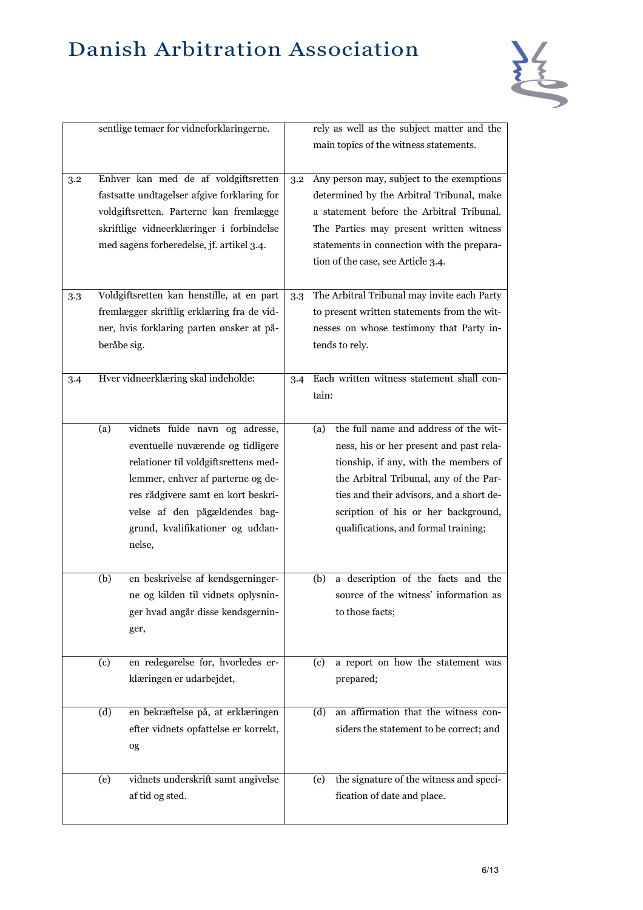| | Danish | | English |
|---|---|---|---|
| | sentlige temaer for vidneforklaringerne. | | rely as well as the subject matter and the main topics of the witness statements. |
| 3.2 | Enhver kan med de af voldgiftsretten fastsatte undtagelser afgive forklaring for voldgiftsretten. Parterne kan fremlægge skriftlige vidneerklæringer i forbindelse med sagens forberedelse, jf. artikel 3.4. | 3.2 | Any person may, subject to the exemptions determined by the Arbitral Tribunal, make a statement before the Arbitral Tribunal. The Parties may present written witness statements in connection with the preparation of the case, see Article 3.4. |
| 3.3 | Voldgiftsretten kan henstille, at en part fremlægger skriftlig erklæring fra de vidner, hvis forklaring parten ønsker at påberåbe sig. | 3.3 | The Arbitral Tribunal may invite each Party to present written statements from the witnesses on whose testimony that Party intends to rely. |
| 3.4 | Hver vidneerklæring skal indeholde: | 3.4 | Each written witness statement shall contain: |
| | (a) vidnets fulde navn og adresse, eventuelle nuværende og tidligere relationer til voldgiftsrettens medlemmer, enhver af parterne og deres rådgivere samt en kort beskrivelse af den pågældendes baggrund, kvalifikationer og uddannelse, | | (a) the full name and address of the witness, his or her present and past relationship, if any, with the members of the Arbitral Tribunal, any of the Parties and their advisors, and a short description of his or her background, qualifications, and formal training; |
| | (b) en beskrivelse af kendsgerningerne og kilden til vidnets oplysninger hvad angår disse kendsgerninger, | | (b) a description of the facts and the source of the witness' information as to those facts; |
| | (c) en redegørelse for, hvorledes erklæringen er udarbejdet, | | (c) a report on how the statement was prepared; |
| | (d) en bekræftelse på, at erklæringen efter vidnets opfattelse er korrekt, og | | (d) an affirmation that the witness considers the statement to be correct; and |
| | (e) vidnets underskrift samt angivelse af tid og sted. | | (e) the signature of the witness and specification of date and place. |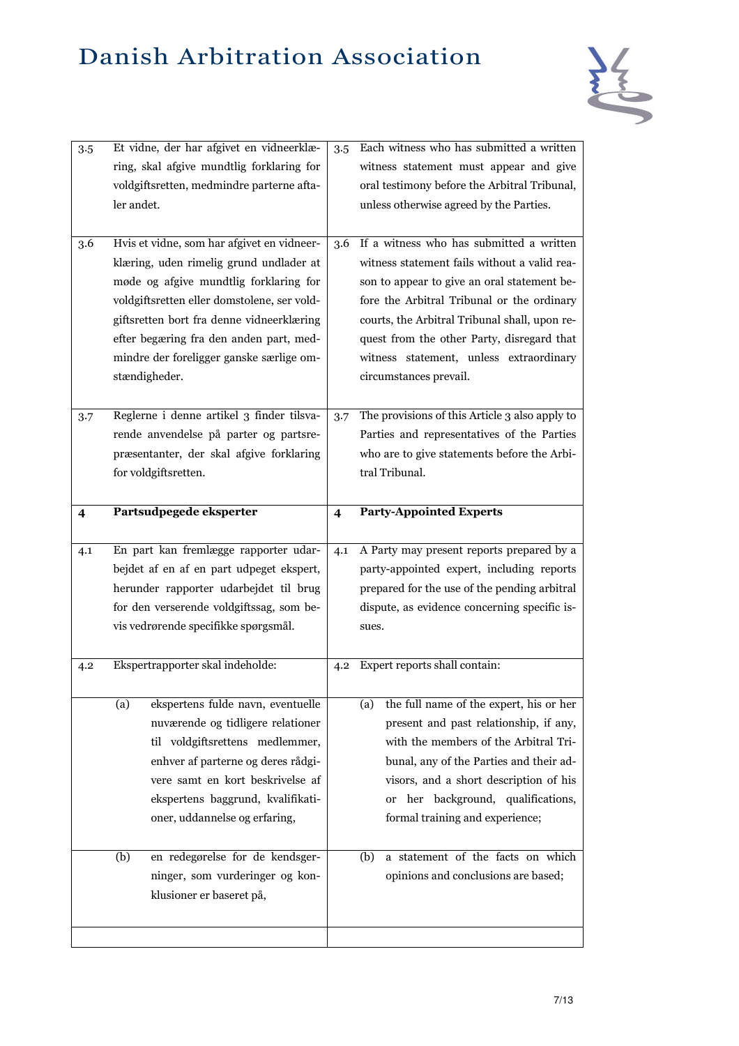| | Danish | | English |
|---|---|---|---|
| 3.5 | Et vidne, der har afgivet en vidneerklæring, skal afgive mundtlig forklaring for voldgiftsretten, medmindre parterne aftaler andet. | 3.5 | Each witness who has submitted a written witness statement must appear and give oral testimony before the Arbitral Tribunal, unless otherwise agreed by the Parties. |
| 3.6 | Hvis et vidne, som har afgivet en vidneerklæring, uden rimelig grund undlader at møde og afgive mundtlig forklaring for voldgiftsretten eller domstolene, ser voldgiftsretten bort fra denne vidneerklæring efter begæring fra den anden part, medmindre der foreligger ganske særlige omstændigheder. | 3.6 | If a witness who has submitted a written witness statement fails without a valid reason to appear to give an oral statement before the Arbitral Tribunal or the ordinary courts, the Arbitral Tribunal shall, upon request from the other Party, disregard that witness statement, unless extraordinary circumstances prevail. |
| 3.7 | Reglerne i denne artikel 3 finder tilsvarende anvendelse på parter og partsrepræsentanter, der skal afgive forklaring for voldgiftsretten. | 3.7 | The provisions of this Article 3 also apply to Parties and representatives of the Parties who are to give statements before the Arbitral Tribunal. |
| **4** | **Partsudpegede eksperter** | **4** | **Party-Appointed Experts** |
| 4.1 | En part kan fremlægge rapporter udarbejdet af en af en part udpeget ekspert, herunder rapporter udarbejdet til brug for den verserende voldgiftssag, som bevis vedrørende specifikke spørgsmål. | 4.1 | A Party may present reports prepared by a party-appointed expert, including reports prepared for the use of the pending arbitral dispute, as evidence concerning specific issues. |
| 4.2 | Ekspertrapporter skal indeholde: | 4.2 | Expert reports shall contain: |
| | (a) ekspertens fulde navn, eventuelle nuværende og tidligere relationer til voldgiftsrettens medlemmer, enhver af parterne og deres rådgivere samt en kort beskrivelse af ekspertens baggrund, kvalifikationer, uddannelse og erfaring, | | (a) the full name of the expert, his or her present and past relationship, if any, with the members of the Arbitral Tribunal, any of the Parties and their advisors, and a short description of his or her background, qualifications, formal training and experience; |
| | (b) en redegørelse for de kendsgerninger, som vurderinger og konklusioner er baseret på, | | (b) a statement of the facts on which opinions and conclusions are based; |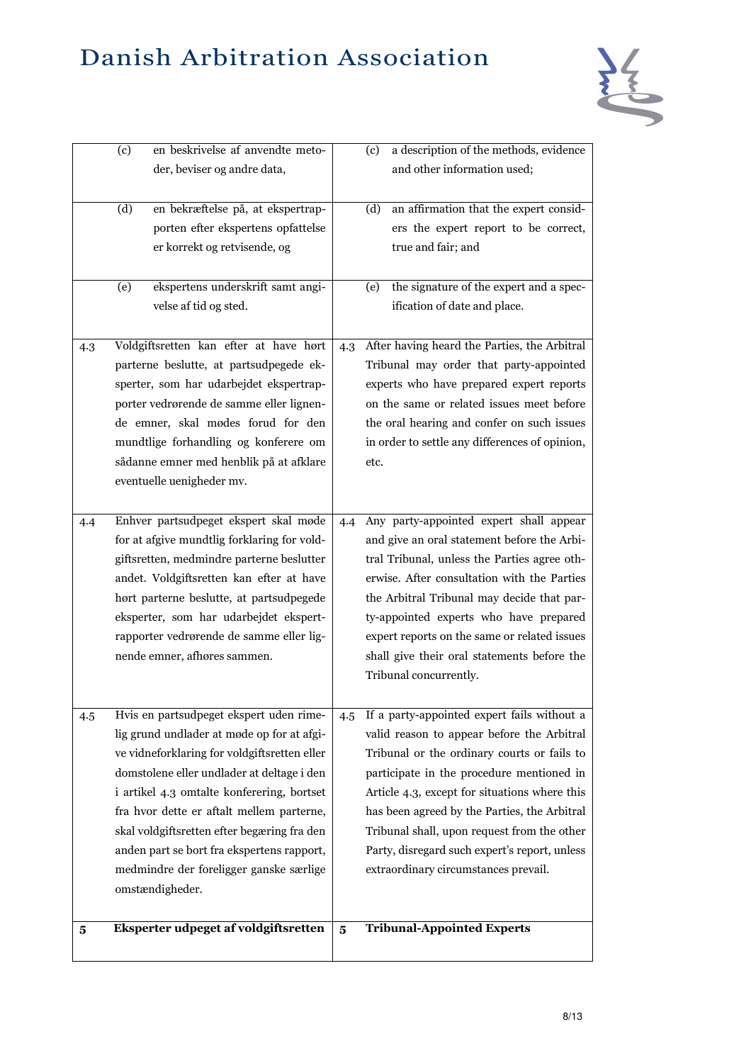| | Dansk | | English |
|---|---|---|---|
| | (c) en beskrivelse af anvendte metoder, beviser og andre data, | | (c) a description of the methods, evidence and other information used; |
| | (d) en bekræftelse på, at ekspertrapporten efter ekspertens opfattelse er korrekt og retvisende, og | | (d) an affirmation that the expert considers the expert report to be correct, true and fair; and |
| | (e) ekspertens underskrift samt angivelse af tid og sted. | | (e) the signature of the expert and a specification of date and place. |
| 4.3 | Voldgiftsretten kan efter at have hørt parterne beslutte, at partsudpegede eksperter, som har udarbejdet ekspertrapporter vedrørende de samme eller lignende emner, skal mødes forud for den mundtlige forhandling og konferere om sådanne emner med henblik på at afklare eventuelle uenigheder mv. | 4.3 | After having heard the Parties, the Arbitral Tribunal may order that party-appointed experts who have prepared expert reports on the same or related issues meet before the oral hearing and confer on such issues in order to settle any differences of opinion, etc. |
| 4.4 | Enhver partsudpeget ekspert skal møde for at afgive mundtlig forklaring for voldgiftsretten, medmindre parterne beslutter andet. Voldgiftsretten kan efter at have hørt parterne beslutte, at partsudpegede eksperter, som har udarbejdet ekspertrapporter vedrørende de samme eller lignende emner, afhøres sammen. | 4.4 | Any party-appointed expert shall appear and give an oral statement before the Arbitral Tribunal, unless the Parties agree otherwise. After consultation with the Parties the Arbitral Tribunal may decide that party-appointed experts who have prepared expert reports on the same or related issues shall give their oral statements before the Tribunal concurrently. |
| 4.5 | Hvis en partsudpeget ekspert uden rimelig grund undlader at møde op for at afgive vidneforklaring for voldgiftsretten eller domstolene eller undlader at deltage i den i artikel 4.3 omtalte konferering, bortset fra hvor dette er aftalt mellem parterne, skal voldgiftsretten efter begæring fra den anden part se bort fra ekspertens rapport, medmindre der foreligger ganske særlige omstændigheder. | 4.5 | If a party-appointed expert fails without a valid reason to appear before the Arbitral Tribunal or the ordinary courts or fails to participate in the procedure mentioned in Article 4.3, except for situations where this has been agreed by the Parties, the Arbitral Tribunal shall, upon request from the other Party, disregard such expert's report, unless extraordinary circumstances prevail. |
| **5** | **Eksperter udpeget af voldgiftsretten** | **5** | **Tribunal-Appointed Experts** |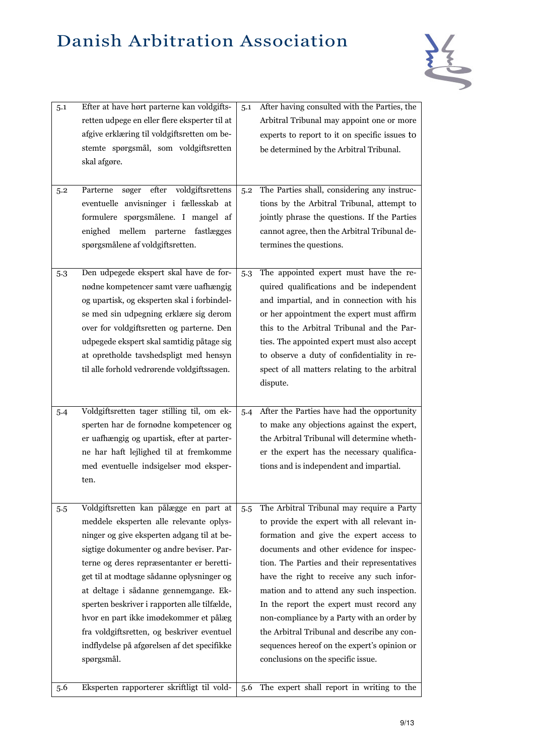# Danish Arbitration Association

| | | | |
|---|---|---|---|
| 5.1 | Efter at have hørt parterne kan voldgiftsretten udpege en eller flere eksperter til at afgive erklæring til voldgiftsretten om bestemte spørgsmål, som voldgiftsretten skal afgøre. | 5.1 | After having consulted with the Parties, the Arbitral Tribunal may appoint one or more experts to report to it on specific issues to be determined by the Arbitral Tribunal. |
| 5.2 | Parterne søger efter voldgiftsrettens eventuelle anvisninger i fællesskab at formulere spørgsmålene. I mangel af enighed mellem parterne fastlægges spørgsmålene af voldgiftsretten. | 5.2 | The Parties shall, considering any instructions by the Arbitral Tribunal, attempt to jointly phrase the questions. If the Parties cannot agree, then the Arbitral Tribunal determines the questions. |
| 5.3 | Den udpegede ekspert skal have de fornødne kompetencer samt være uafhængig og upartisk, og eksperten skal i forbindelse med sin udpegning erklære sig derom over for voldgiftsretten og parterne. Den udpegede ekspert skal samtidig påtage sig at opretholde tavshedspligt med hensyn til alle forhold vedrørende voldgiftssagen. | 5.3 | The appointed expert must have the required qualifications and be independent and impartial, and in connection with his or her appointment the expert must affirm this to the Arbitral Tribunal and the Parties. The appointed expert must also accept to observe a duty of confidentiality in respect of all matters relating to the arbitral dispute. |
| 5.4 | Voldgiftsretten tager stilling til, om eksperten har de fornødne kompetencer og er uafhængig og upartisk, efter at parterne har haft lejlighed til at fremkomme med eventuelle indsigelser mod eksperten. | 5.4 | After the Parties have had the opportunity to make any objections against the expert, the Arbitral Tribunal will determine whether the expert has the necessary qualifications and is independent and impartial. |
| 5.5 | Voldgiftsretten kan pålægge en part at meddele eksperten alle relevante oplysninger og give eksperten adgang til at besigtige dokumenter og andre beviser. Parterne og deres repræsentanter er berettiget til at modtage sådanne oplysninger og at deltage i sådanne gennemgange. Eksperten beskriver i rapporten alle tilfælde, hvor en part ikke imødekommer et pålæg fra voldgiftsretten, og beskriver eventuel indflydelse på afgørelsen af det specifikke spørgsmål. | 5.5 | The Arbitral Tribunal may require a Party to provide the expert with all relevant information and give the expert access to documents and other evidence for inspection. The Parties and their representatives have the right to receive any such information and to attend any such inspection. In the report the expert must record any non-compliance by a Party with an order by the Arbitral Tribunal and describe any consequences hereof on the expert's opinion or conclusions on the specific issue. |
| 5.6 | Eksperten rapporterer skriftligt til vold- | 5.6 | The expert shall report in writing to the |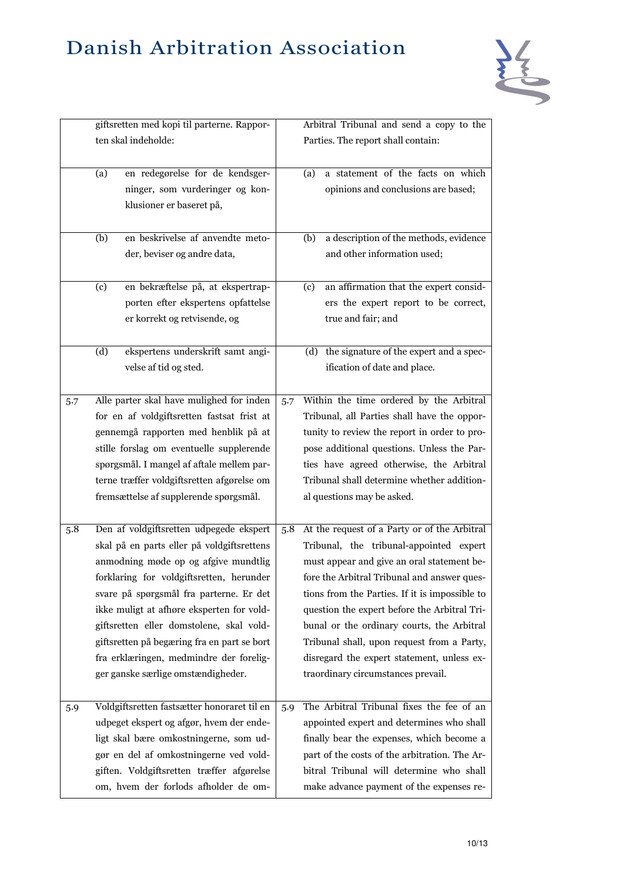| | Danish | | English |
|---|---|---|---|
| | giftsretten med kopi til parterne. Rapporten skal indeholde: | | Arbitral Tribunal and send a copy to the Parties. The report shall contain: |
| | (a) en redegørelse for de kendsgerninger, som vurderinger og konklusioner er baseret på, | | (a) a statement of the facts on which opinions and conclusions are based; |
| | (b) en beskrivelse af anvendte metoder, beviser og andre data, | | (b) a description of the methods, evidence and other information used; |
| | (c) en bekræftelse på, at ekspertrapporten efter ekspertens opfattelse er korrekt og retvisende, og | | (c) an affirmation that the expert considers the expert report to be correct, true and fair; and |
| | (d) ekspertens underskrift samt angivelse af tid og sted. | | (d) the signature of the expert and a specification of date and place. |
| 5.7 | Alle parter skal have mulighed for inden for en af voldgiftsretten fastsat frist at gennemgå rapporten med henblik på at stille forslag om eventuelle supplerende spørgsmål. I mangel af aftale mellem parterne træffer voldgiftsretten afgørelse om fremsættelse af supplerende spørgsmål. | 5.7 | Within the time ordered by the Arbitral Tribunal, all Parties shall have the opportunity to review the report in order to propose additional questions. Unless the Parties have agreed otherwise, the Arbitral Tribunal shall determine whether additional questions may be asked. |
| 5.8 | Den af voldgiftsretten udpegede ekspert skal på en parts eller på voldgiftsrettens anmodning møde op og afgive mundtlig forklaring for voldgiftsretten, herunder svare på spørgsmål fra parterne. Er det ikke muligt at afhøre eksperten for voldgiftsretten eller domstolene, skal voldgiftsretten på begæring fra en part se bort fra erklæringen, medmindre der foreligger ganske særlige omstændigheder. | 5.8 | At the request of a Party or of the Arbitral Tribunal, the tribunal-appointed expert must appear and give an oral statement before the Arbitral Tribunal and answer questions from the Parties. If it is impossible to question the expert before the Arbitral Tribunal or the ordinary courts, the Arbitral Tribunal shall, upon request from a Party, disregard the expert statement, unless extraordinary circumstances prevail. |
| 5.9 | Voldgiftsretten fastsætter honoraret til en udpeget ekspert og afgør, hvem der endeligt skal bære omkostningerne, som udgør en del af omkostningerne ved voldgiften. Voldgiftsretten træffer afgørelse om, hvem der forlods afholder de om- | 5.9 | The Arbitral Tribunal fixes the fee of an appointed expert and determines who shall finally bear the expenses, which become a part of the costs of the arbitration. The Arbitral Tribunal will determine who shall make advance payment of the expenses re- |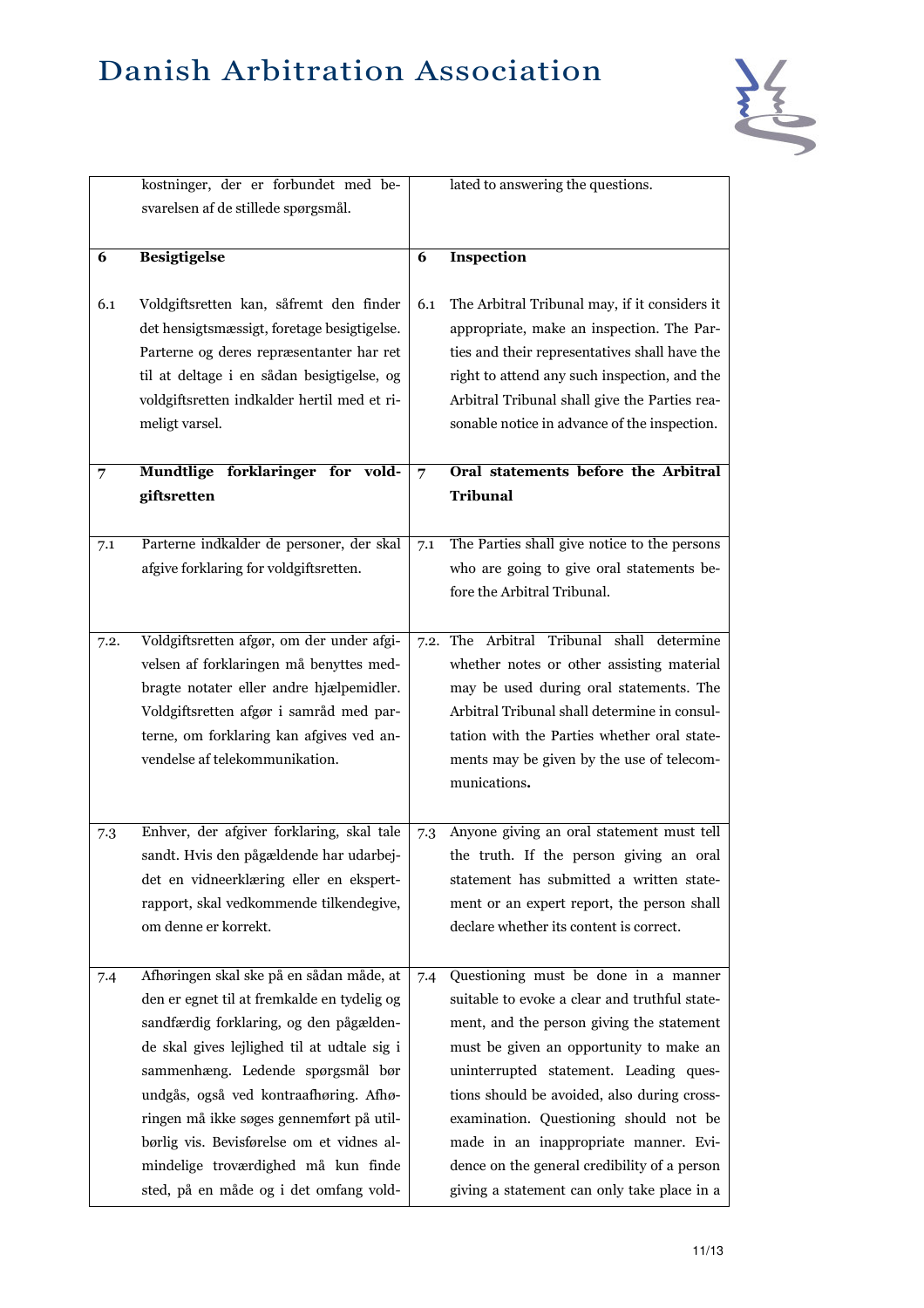| | Danish | | English |
|---|---|---|---|
| | kostninger, der er forbundet med besvarelsen af de stillede spørgsmål. | | lated to answering the questions. |
| **6** | **Besigtigelse** | **6** | **Inspection** |
| 6.1 | Voldgiftsretten kan, såfremt den finder det hensigtsmæssigt, foretage besigtigelse. Parterne og deres repræsentanter har ret til at deltage i en sådan besigtigelse, og voldgiftsretten indkalder hertil med et rimeligt varsel. | 6.1 | The Arbitral Tribunal may, if it considers it appropriate, make an inspection. The Parties and their representatives shall have the right to attend any such inspection, and the Arbitral Tribunal shall give the Parties reasonable notice in advance of the inspection. |
| **7** | **Mundtlige forklaringer for voldgiftsretten** | **7** | **Oral statements before the Arbitral Tribunal** |
| 7.1 | Parterne indkalder de personer, der skal afgive forklaring for voldgiftsretten. | 7.1 | The Parties shall give notice to the persons who are going to give oral statements before the Arbitral Tribunal. |
| 7.2. | Voldgiftsretten afgør, om der under afgivelsen af forklaringen må benyttes medbragte notater eller andre hjælpemidler. Voldgiftsretten afgør i samråd med parterne, om forklaring kan afgives ved anvendelse af telekommunikation. | 7.2. | The Arbitral Tribunal shall determine whether notes or other assisting material may be used during oral statements. The Arbitral Tribunal shall determine in consultation with the Parties whether oral statements may be given by the use of telecommunications**.** |
| 7.3 | Enhver, der afgiver forklaring, skal tale sandt. Hvis den pågældende har udarbejdet en vidneerklæring eller en ekspertrapport, skal vedkommende tilkendegive, om denne er korrekt. | 7.3 | Anyone giving an oral statement must tell the truth. If the person giving an oral statement has submitted a written statement or an expert report, the person shall declare whether its content is correct. |
| 7.4 | Afhøringen skal ske på en sådan måde, at den er egnet til at fremkalde en tydelig og sandfærdig forklaring, og den pågældende skal gives lejlighed til at udtale sig i sammenhæng. Ledende spørgsmål bør undgås, også ved kontraafhøring. Afhøringen må ikke søges gennemført på utilbørlig vis. Bevisførelse om et vidnes almindelige troværdighed må kun finde sted, på en måde og i det omfang vold- | 7.4 | Questioning must be done in a manner suitable to evoke a clear and truthful statement, and the person giving the statement must be given an opportunity to make an uninterrupted statement. Leading questions should be avoided, also during cross-examination. Questioning should not be made in an inappropriate manner. Evidence on the general credibility of a person giving a statement can only take place in a |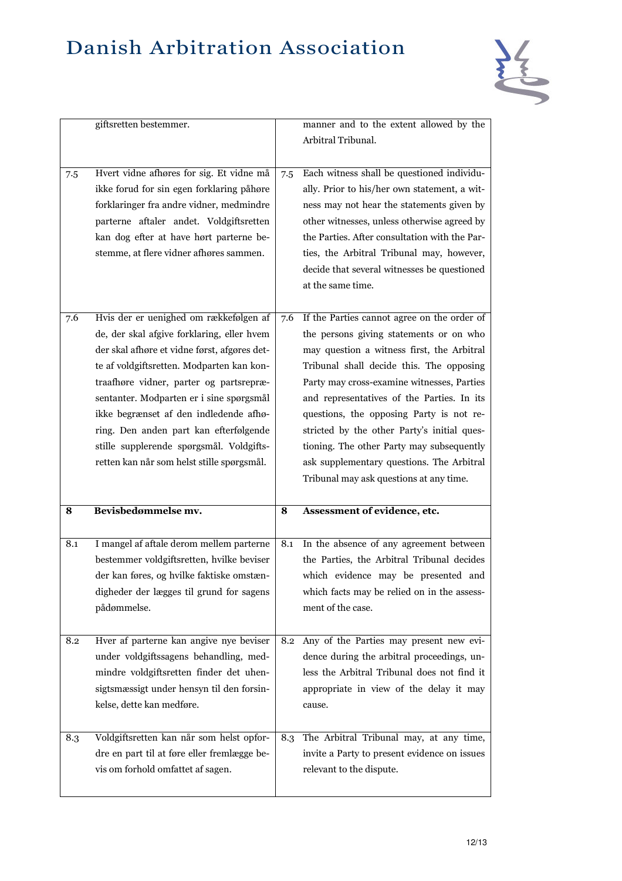| | | | |
|---|---|---|---|
| | giftsretten bestemmer. | | manner and to the extent allowed by the Arbitral Tribunal. |
| 7.5 | Hvert vidne afhøres for sig. Et vidne må ikke forud for sin egen forklaring påhøre forklaringer fra andre vidner, medmindre parterne aftaler andet. Voldgiftsretten kan dog efter at have hørt parterne bestemme, at flere vidner afhøres sammen. | 7.5 | Each witness shall be questioned individually. Prior to his/her own statement, a witness may not hear the statements given by other witnesses, unless otherwise agreed by the Parties. After consultation with the Parties, the Arbitral Tribunal may, however, decide that several witnesses be questioned at the same time. |
| 7.6 | Hvis der er uenighed om rækkefølgen af de, der skal afgive forklaring, eller hvem der skal afhøre et vidne først, afgøres dette af voldgiftsretten. Modparten kan kontraafhøre vidner, parter og partsrepræsentanter. Modparten er i sine spørgsmål ikke begrænset af den indledende afhøring. Den anden part kan efterfølgende stille supplerende spørgsmål. Voldgiftsretten kan når som helst stille spørgsmål. | 7.6 | If the Parties cannot agree on the order of the persons giving statements or on who may question a witness first, the Arbitral Tribunal shall decide this. The opposing Party may cross-examine witnesses, Parties and representatives of the Parties. In its questions, the opposing Party is not restricted by the other Party's initial questioning. The other Party may subsequently ask supplementary questions. The Arbitral Tribunal may ask questions at any time. |
| **8** | **Bevisbedømmelse mv.** | **8** | **Assessment of evidence, etc.** |
| 8.1 | I mangel af aftale derom mellem parterne bestemmer voldgiftsretten, hvilke beviser der kan føres, og hvilke faktiske omstændigheder der lægges til grund for sagens pådømmelse. | 8.1 | In the absence of any agreement between the Parties, the Arbitral Tribunal decides which evidence may be presented and which facts may be relied on in the assessment of the case. |
| 8.2 | Hver af parterne kan angive nye beviser under voldgiftssagens behandling, medmindre voldgiftsretten finder det uhensigtsmæssigt under hensyn til den forsinkelse, dette kan medføre. | 8.2 | Any of the Parties may present new evidence during the arbitral proceedings, unless the Arbitral Tribunal does not find it appropriate in view of the delay it may cause. |
| 8.3 | Voldgiftsretten kan når som helst opfordre en part til at føre eller fremlægge bevis om forhold omfattet af sagen. | 8.3 | The Arbitral Tribunal may, at any time, invite a Party to present evidence on issues relevant to the dispute. |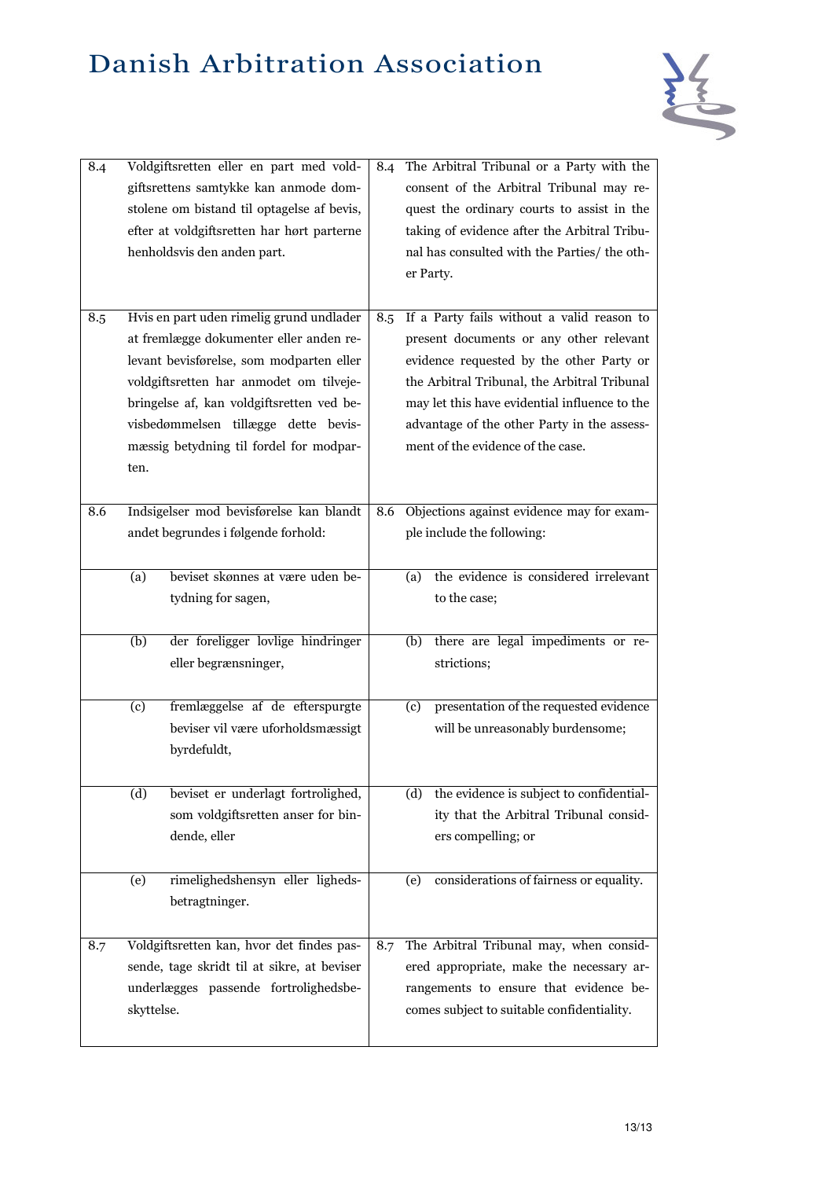| | |
|---|---|
| 8.4 Voldgiftsretten eller en part med voldgiftsrettens samtykke kan anmode domstolene om bistand til optagelse af bevis, efter at voldgiftsretten har hørt parterne henholdsvis den anden part. | 8.4 The Arbitral Tribunal or a Party with the consent of the Arbitral Tribunal may request the ordinary courts to assist in the taking of evidence after the Arbitral Tribunal has consulted with the Parties/ the other Party. |
| 8.5 Hvis en part uden rimelig grund undlader at fremlægge dokumenter eller anden relevant bevisførelse, som modparten eller voldgiftsretten har anmodet om tilvejebringelse af, kan voldgiftsretten ved bevisbedømmelsen tillægge dette bevismæssig betydning til fordel for modparten. | 8.5 If a Party fails without a valid reason to present documents or any other relevant evidence requested by the other Party or the Arbitral Tribunal, the Arbitral Tribunal may let this have evidential influence to the advantage of the other Party in the assessment of the evidence of the case. |
| 8.6 Indsigelser mod bevisførelse kan blandt andet begrundes i følgende forhold: | 8.6 Objections against evidence may for example include the following: |
| (a) beviset skønnes at være uden betydning for sagen, | (a) the evidence is considered irrelevant to the case; |
| (b) der foreligger lovlige hindringer eller begrænsninger, | (b) there are legal impediments or restrictions; |
| (c) fremlæggelse af de efterspurgte beviser vil være uforholdsmæssigt byrdefuldt, | (c) presentation of the requested evidence will be unreasonably burdensome; |
| (d) beviset er underlagt fortrolighed, som voldgiftsretten anser for bindende, eller | (d) the evidence is subject to confidentiality that the Arbitral Tribunal considers compelling; or |
| (e) rimelighedshensyn eller lighedsbetragtninger. | (e) considerations of fairness or equality. |
| 8.7 Voldgiftsretten kan, hvor det findes passende, tage skridt til at sikre, at beviser underlægges passende fortrolighedsbeskyttelse. | 8.7 The Arbitral Tribunal may, when considered appropriate, make the necessary arrangements to ensure that evidence becomes subject to suitable confidentiality. |